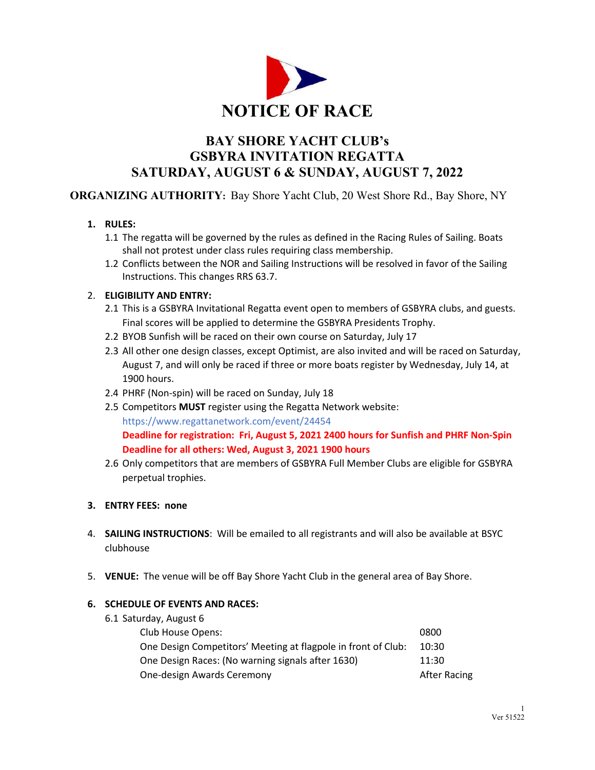# NOTICE OF RACE

## BAY SHORE YACHT CLUB's
## GSBYRA INVITATION REGATTA
## SATURDAY, AUGUST 6 & SUNDAY, AUGUST 7, 2022

**ORGANIZING AUTHORITY:** Bay Shore Yacht Club, 20 West Shore Rd., Bay Shore, NY

1. **RULES:**
   1.1 The regatta will be governed by the rules as defined in the Racing Rules of Sailing. Boats shall not protest under class rules requiring class membership.
   1.2 Conflicts between the NOR and Sailing Instructions will be resolved in favor of the Sailing Instructions. This changes RRS 63.7.

2. **ELIGIBILITY AND ENTRY:**
   2.1 This is a GSBYRA Invitational Regatta event open to members of GSBYRA clubs, and guests. Final scores will be applied to determine the GSBYRA Presidents Trophy.
   2.2 BYOB Sunfish will be raced on their own course on Saturday, July 17
   2.3 All other one design classes, except Optimist, are also invited and will be raced on Saturday, August 7, and will only be raced if three or more boats register by Wednesday, July 14, at 1900 hours.
   2.4 PHRF (Non-spin) will be raced on Sunday, July 18
   2.5 Competitors **MUST** register using the Regatta Network website: https://www.regattanetwork.com/event/24454
   **Deadline for registration: Fri, August 5, 2021 2400 hours for Sunfish and PHRF Non-Spin**
   **Deadline for all others: Wed, August 3, 2021 1900 hours**
   2.6 Only competitors that are members of GSBYRA Full Member Clubs are eligible for GSBYRA perpetual trophies.

3. **ENTRY FEES: none**

4. **SAILING INSTRUCTIONS**: Will be emailed to all registrants and will also be available at BSYC clubhouse

5. **VENUE:** The venue will be off Bay Shore Yacht Club in the general area of Bay Shore.

6. **SCHEDULE OF EVENTS AND RACES:**
   6.1 Saturday, August 6

| | |
|---|---|
| Club House Opens: | 0800 |
| One Design Competitors' Meeting at flagpole in front of Club: | 10:30 |
| One Design Races: (No warning signals after 1630) | 11:30 |
| One-design Awards Ceremony | After Racing |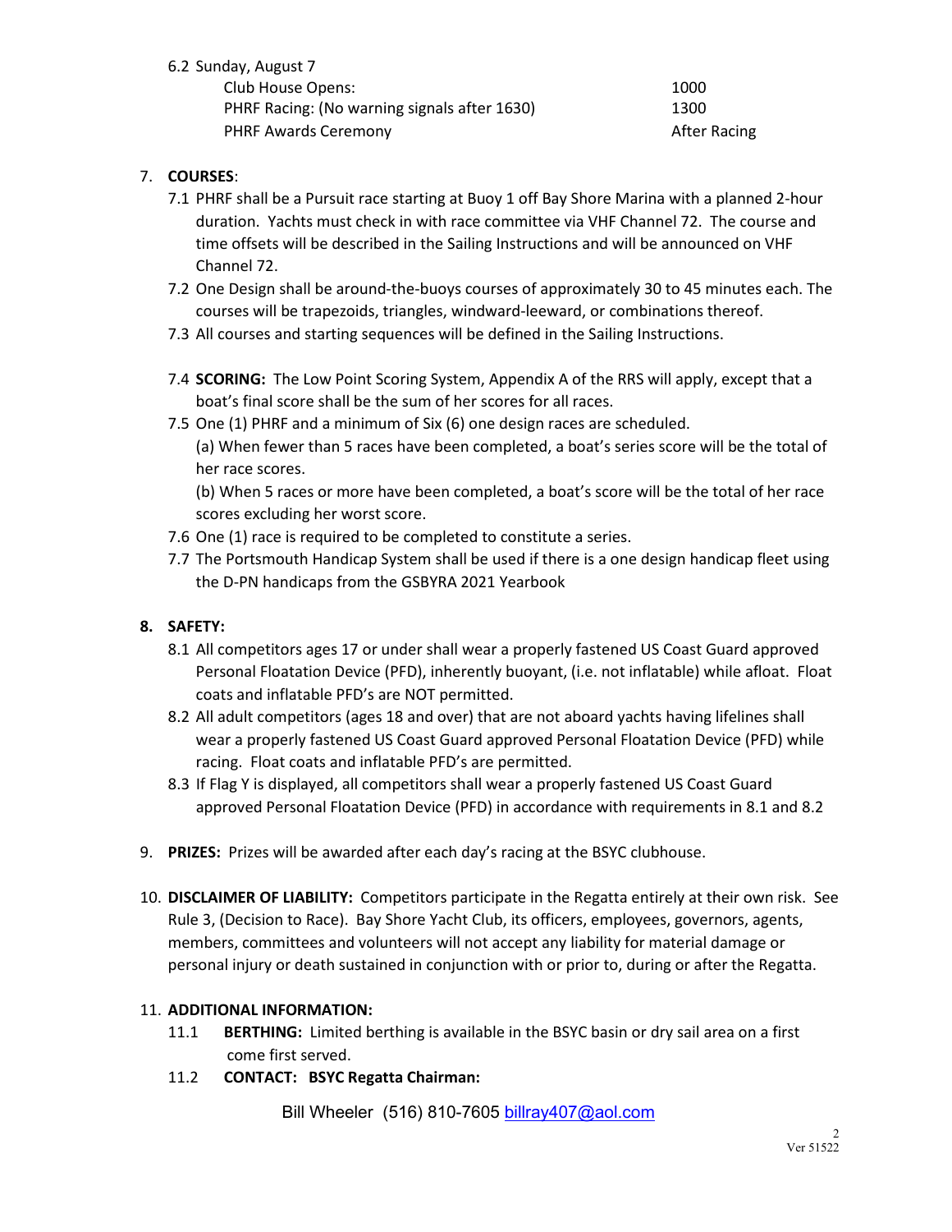6.2 Sunday, August 7

| | |
|---|---|
| Club House Opens: | 1000 |
| PHRF Racing: (No warning signals after 1630) | 1300 |
| PHRF Awards Ceremony | After Racing |

7. **COURSES**:
   - 7.1 PHRF shall be a Pursuit race starting at Buoy 1 off Bay Shore Marina with a planned 2-hour duration. Yachts must check in with race committee via VHF Channel 72. The course and time offsets will be described in the Sailing Instructions and will be announced on VHF Channel 72.
   - 7.2 One Design shall be around-the-buoys courses of approximately 30 to 45 minutes each. The courses will be trapezoids, triangles, windward-leeward, or combinations thereof.
   - 7.3 All courses and starting sequences will be defined in the Sailing Instructions.
   - 7.4 **SCORING:** The Low Point Scoring System, Appendix A of the RRS will apply, except that a boat's final score shall be the sum of her scores for all races.
   - 7.5 One (1) PHRF and a minimum of Six (6) one design races are scheduled.
     (a) When fewer than 5 races have been completed, a boat's series score will be the total of her race scores.
     (b) When 5 races or more have been completed, a boat's score will be the total of her race scores excluding her worst score.
   - 7.6 One (1) race is required to be completed to constitute a series.
   - 7.7 The Portsmouth Handicap System shall be used if there is a one design handicap fleet using the D-PN handicaps from the GSBYRA 2021 Yearbook

8. **SAFETY:**
   - 8.1 All competitors ages 17 or under shall wear a properly fastened US Coast Guard approved Personal Floatation Device (PFD), inherently buoyant, (i.e. not inflatable) while afloat. Float coats and inflatable PFD's are NOT permitted.
   - 8.2 All adult competitors (ages 18 and over) that are not aboard yachts having lifelines shall wear a properly fastened US Coast Guard approved Personal Floatation Device (PFD) while racing. Float coats and inflatable PFD's are permitted.
   - 8.3 If Flag Y is displayed, all competitors shall wear a properly fastened US Coast Guard approved Personal Floatation Device (PFD) in accordance with requirements in 8.1 and 8.2

9. **PRIZES:** Prizes will be awarded after each day's racing at the BSYC clubhouse.

10. **DISCLAIMER OF LIABILITY:** Competitors participate in the Regatta entirely at their own risk. See Rule 3, (Decision to Race). Bay Shore Yacht Club, its officers, employees, governors, agents, members, committees and volunteers will not accept any liability for material damage or personal injury or death sustained in conjunction with or prior to, during or after the Regatta.

11. **ADDITIONAL INFORMATION:**
    - 11.1 **BERTHING:** Limited berthing is available in the BSYC basin or dry sail area on a first come first served.
    - 11.2 **CONTACT: BSYC Regatta Chairman:**

Bill Wheeler (516) 810-7605 billray407@aol.com

Ver 51522